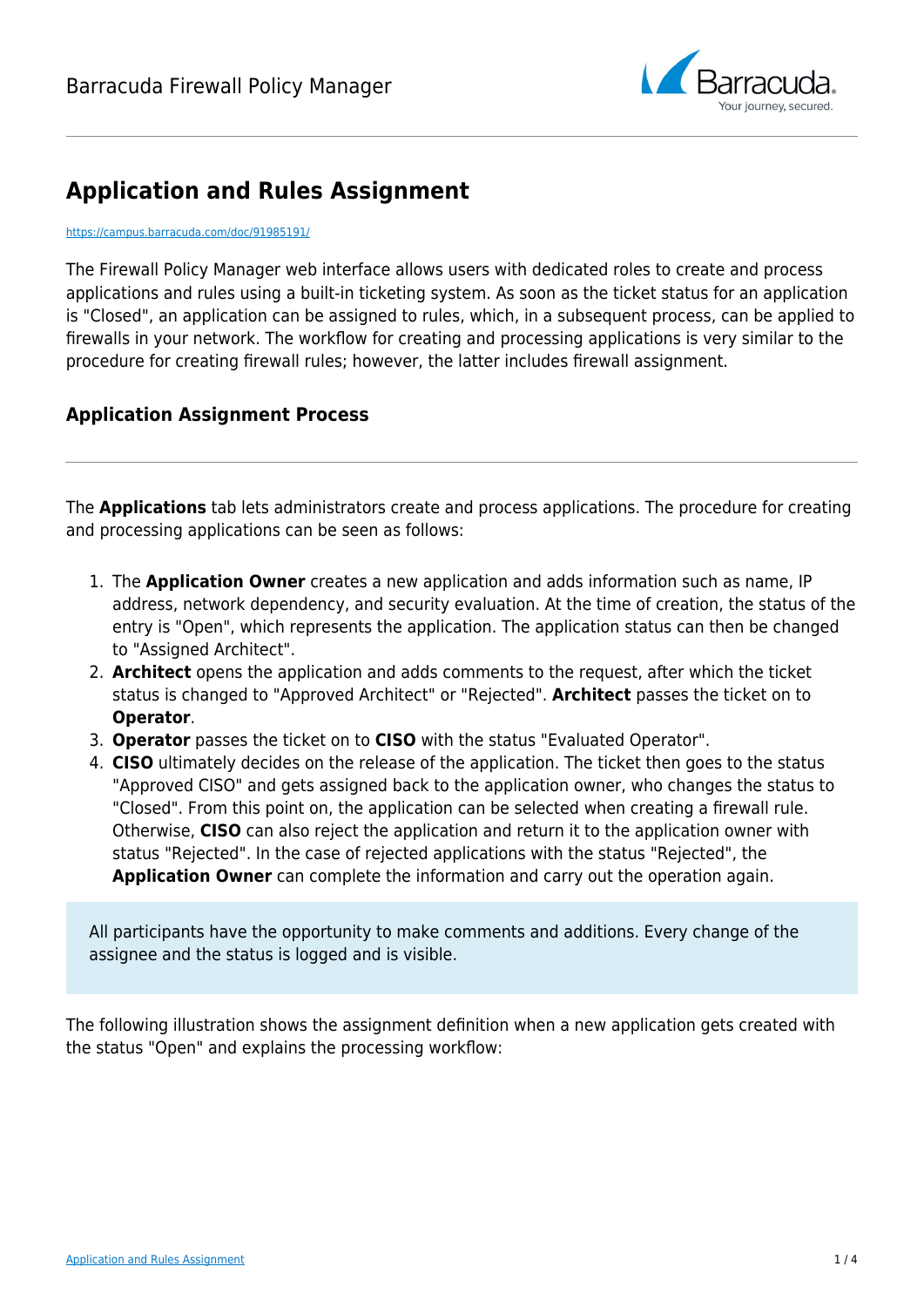# Application and Rules Assignment

https://campus.barracuda.com/doc/91985191/

The Firewall Policy Manager web interface allows users with dedicated roles to create and process applications and rules using a built-in ticketing system. As soon as the ticket status for an application is "Closed", an application can be assigned to rules, which, in a subsequent process, can be applied to firewalls in your network. The workflow for creating and processing applications is very similar to the procedure for creating firewall rules; however, the latter includes firewall assignment.

## Application Assignment Process

The **Applications** tab lets administrators create and process applications. The procedure for creating and processing applications can be seen as follows:

1. The **Application Owner** creates a new application and adds information such as name, IP address, network dependency, and security evaluation. At the time of creation, the status of the entry is "Open", which represents the application. The application status can then be changed to "Assigned Architect".
2. **Architect** opens the application and adds comments to the request, after which the ticket status is changed to "Approved Architect" or "Rejected". **Architect** passes the ticket on to **Operator**.
3. **Operator** passes the ticket on to **CISO** with the status "Evaluated Operator".
4. **CISO** ultimately decides on the release of the application. The ticket then goes to the status "Approved CISO" and gets assigned back to the application owner, who changes the status to "Closed". From this point on, the application can be selected when creating a firewall rule. Otherwise, **CISO** can also reject the application and return it to the application owner with status "Rejected". In the case of rejected applications with the status "Rejected", the **Application Owner** can complete the information and carry out the operation again.

All participants have the opportunity to make comments and additions. Every change of the assignee and the status is logged and is visible.

The following illustration shows the assignment definition when a new application gets created with the status "Open" and explains the processing workflow: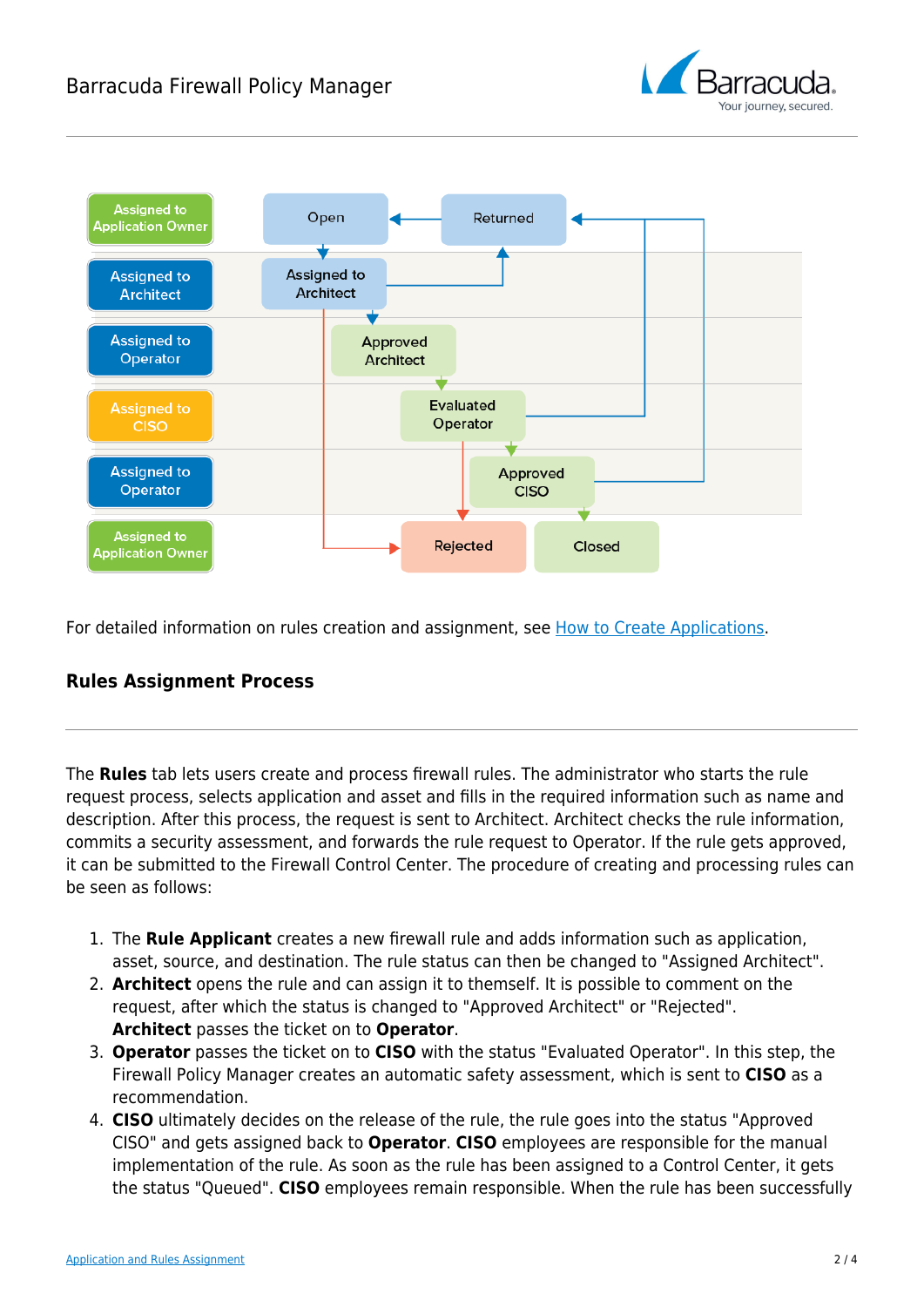| Assigned to Application Owner |
|---|
| Assigned to Architect |
| Assigned to Operator |
| Assigned to CISO |
| Assigned to Operator |
| Assigned to Application Owner |

Open → Assigned to Architect → Approved Architect → Evaluated Operator → Approved CISO → Closed

Returned → Open; Assigned to Architect → Returned; Evaluated Operator → Returned; Approved CISO → Returned

Assigned to Architect → Rejected; Evaluated Operator → Rejected

For detailed information on rules creation and assignment, see How to Create Applications.

## Rules Assignment Process

The **Rules** tab lets users create and process firewall rules. The administrator who starts the rule request process, selects application and asset and fills in the required information such as name and description. After this process, the request is sent to Architect. Architect checks the rule information, commits a security assessment, and forwards the rule request to Operator. If the rule gets approved, it can be submitted to the Firewall Control Center. The procedure of creating and processing rules can be seen as follows:

1. The **Rule Applicant** creates a new firewall rule and adds information such as application, asset, source, and destination. The rule status can then be changed to "Assigned Architect".
2. **Architect** opens the rule and can assign it to themself. It is possible to comment on the request, after which the status is changed to "Approved Architect" or "Rejected". **Architect** passes the ticket on to **Operator**.
3. **Operator** passes the ticket on to **CISO** with the status "Evaluated Operator". In this step, the Firewall Policy Manager creates an automatic safety assessment, which is sent to **CISO** as a recommendation.
4. **CISO** ultimately decides on the release of the rule, the rule goes into the status "Approved CISO" and gets assigned back to **Operator**. **CISO** employees are responsible for the manual implementation of the rule. As soon as the rule has been assigned to a Control Center, it gets the status "Queued". **CISO** employees remain responsible. When the rule has been successfully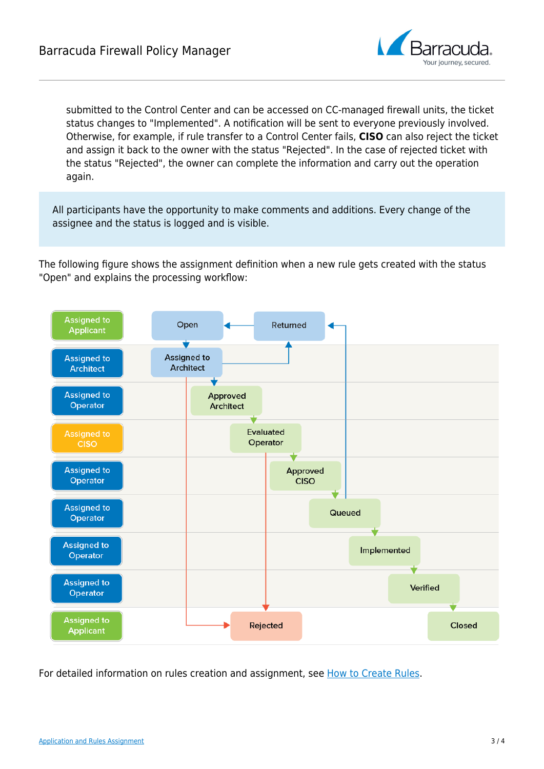submitted to the Control Center and can be accessed on CC-managed firewall units, the ticket status changes to "Implemented". A notification will be sent to everyone previously involved. Otherwise, for example, if rule transfer to a Control Center fails, **CISO** can also reject the ticket and assign it back to the owner with the status "Rejected". In the case of rejected ticket with the status "Rejected", the owner can complete the information and carry out the operation again.

> All participants have the opportunity to make comments and additions. Every change of the assignee and the status is logged and is visible.

The following figure shows the assignment definition when a new rule gets created with the status "Open" and explains the processing workflow:

| Assignment | Status |
|---|---|
| Assigned to Applicant | Open / Returned |
| Assigned to Architect | Assigned to Architect |
| Assigned to Operator | Approved Architect |
| Assigned to CISO | Evaluated Operator |
| Assigned to Operator | Approved CISO |
| Assigned to Operator | Queued |
| Assigned to Operator | Implemented |
| Assigned to Operator | Verified |
| Assigned to Applicant | Rejected / Closed |

For detailed information on rules creation and assignment, see [How to Create Rules](How to Create Rules).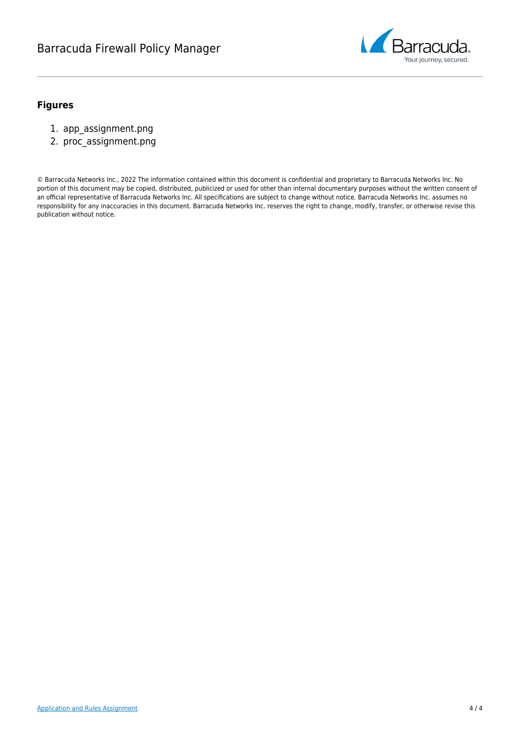## Figures

1. app_assignment.png
2. proc_assignment.png

© Barracuda Networks Inc., 2022 The information contained within this document is confidential and proprietary to Barracuda Networks Inc. No portion of this document may be copied, distributed, publicized or used for other than internal documentary purposes without the written consent of an official representative of Barracuda Networks Inc. All specifications are subject to change without notice. Barracuda Networks Inc. assumes no responsibility for any inaccuracies in this document. Barracuda Networks Inc. reserves the right to change, modify, transfer, or otherwise revise this publication without notice.